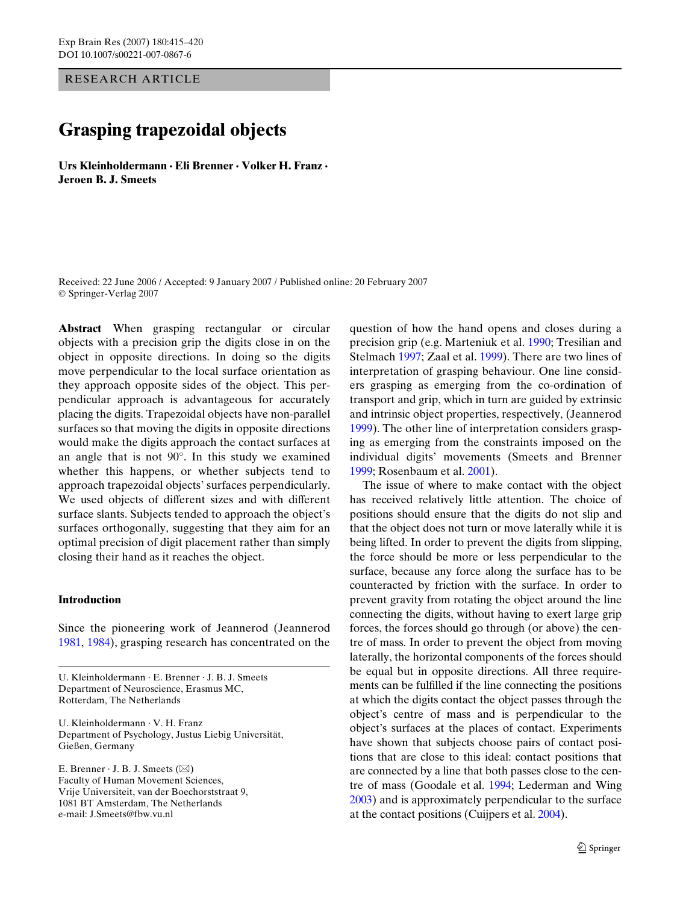RESEARCH ARTICLE

# Grasping trapezoidal objects

**Urs Kleinholdermann · Eli Brenner · Volker H. Franz · Jeroen B. J. Smeets**

Received: 22 June 2006 / Accepted: 9 January 2007 / Published online: 20 February 2007
© Springer-Verlag 2007

**Abstract** When grasping rectangular or circular objects with a precision grip the digits close in on the object in opposite directions. In doing so the digits move perpendicular to the local surface orientation as they approach opposite sides of the object. This perpendicular approach is advantageous for accurately placing the digits. Trapezoidal objects have non-parallel surfaces so that moving the digits in opposite directions would make the digits approach the contact surfaces at an angle that is not 90°. In this study we examined whether this happens, or whether subjects tend to approach trapezoidal objects' surfaces perpendicularly. We used objects of different sizes and with different surface slants. Subjects tended to approach the object's surfaces orthogonally, suggesting that they aim for an optimal precision of digit placement rather than simply closing their hand as it reaches the object.

U. Kleinholdermann · E. Brenner · J. B. J. Smeets
Department of Neuroscience, Erasmus MC,
Rotterdam, The Netherlands

U. Kleinholdermann · V. H. Franz
Department of Psychology, Justus Liebig Universität,
Gießen, Germany

E. Brenner · J. B. J. Smeets (✉)
Faculty of Human Movement Sciences,
Vrije Universiteit, van der Boechorststraat 9,
1081 BT Amsterdam, The Netherlands
e-mail: J.Smeets@fbw.vu.nl

## Introduction

Since the pioneering work of Jeannerod (Jeannerod 1981, 1984), grasping research has concentrated on the question of how the hand opens and closes during a precision grip (e.g. Marteniuk et al. 1990; Tresilian and Stelmach 1997; Zaal et al. 1999). There are two lines of interpretation of grasping behaviour. One line considers grasping as emerging from the co-ordination of transport and grip, which in turn are guided by extrinsic and intrinsic object properties, respectively, (Jeannerod 1999). The other line of interpretation considers grasping as emerging from the constraints imposed on the individual digits' movements (Smeets and Brenner 1999; Rosenbaum et al. 2001).

The issue of where to make contact with the object has received relatively little attention. The choice of positions should ensure that the digits do not slip and that the object does not turn or move laterally while it is being lifted. In order to prevent the digits from slipping, the force should be more or less perpendicular to the surface, because any force along the surface has to be counteracted by friction with the surface. In order to prevent gravity from rotating the object around the line connecting the digits, without having to exert large grip forces, the forces should go through (or above) the centre of mass. In order to prevent the object from moving laterally, the horizontal components of the forces should be equal but in opposite directions. All three requirements can be fulfilled if the line connecting the positions at which the digits contact the object passes through the object's centre of mass and is perpendicular to the object's surfaces at the places of contact. Experiments have shown that subjects choose pairs of contact positions that are close to this ideal: contact positions that are connected by a line that both passes close to the centre of mass (Goodale et al. 1994; Lederman and Wing 2003) and is approximately perpendicular to the surface at the contact positions (Cuijpers et al. 2004).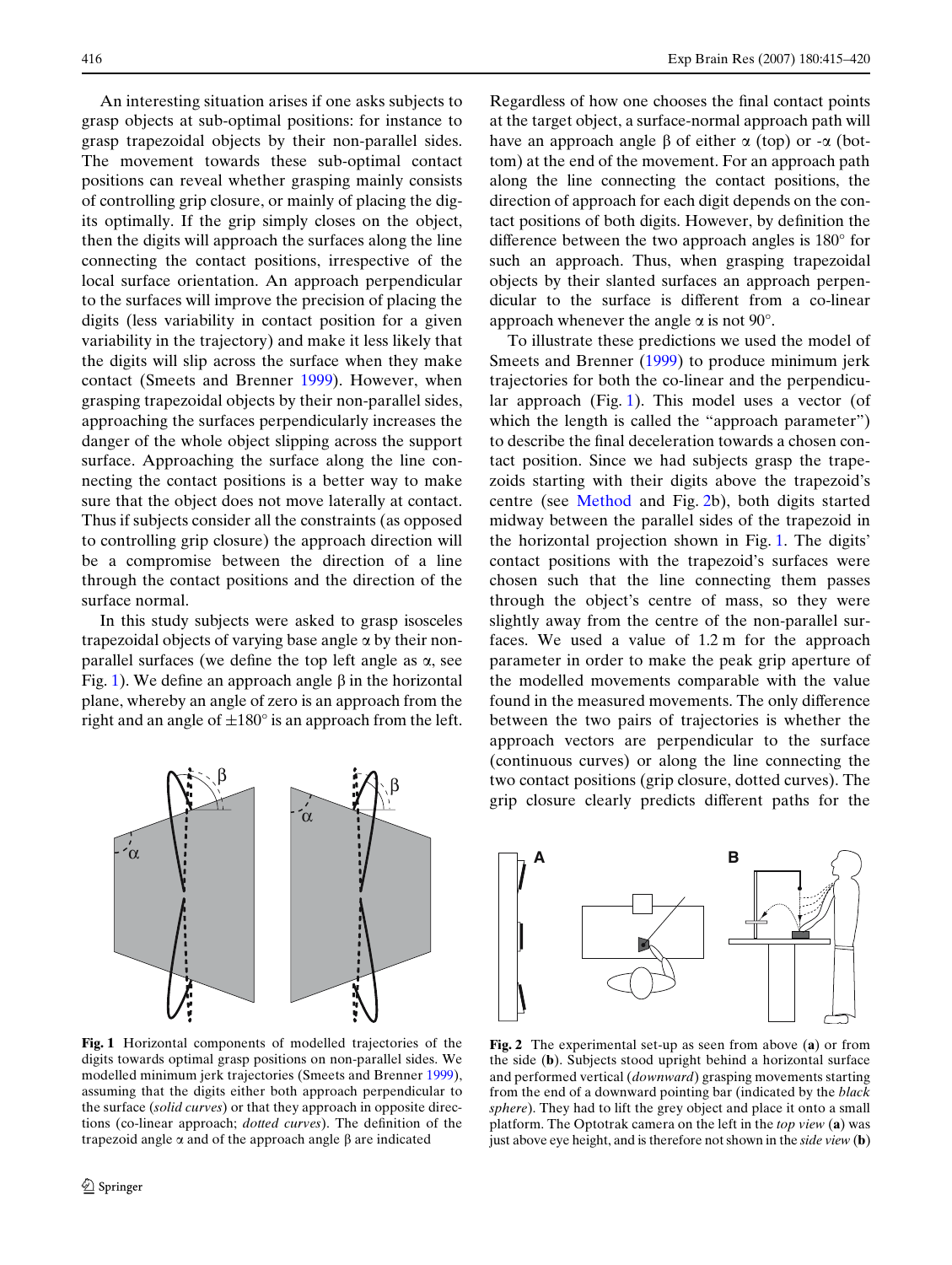An interesting situation arises if one asks subjects to grasp objects at sub-optimal positions: for instance to grasp trapezoidal objects by their non-parallel sides. The movement towards these sub-optimal contact positions can reveal whether grasping mainly consists of controlling grip closure, or mainly of placing the digits optimally. If the grip simply closes on the object, then the digits will approach the surfaces along the line connecting the contact positions, irrespective of the local surface orientation. An approach perpendicular to the surfaces will improve the precision of placing the digits (less variability in contact position for a given variability in the trajectory) and make it less likely that the digits will slip across the surface when they make contact (Smeets and Brenner 1999). However, when grasping trapezoidal objects by their non-parallel sides, approaching the surfaces perpendicularly increases the danger of the whole object slipping across the support surface. Approaching the surface along the line connecting the contact positions is a better way to make sure that the object does not move laterally at contact. Thus if subjects consider all the constraints (as opposed to controlling grip closure) the approach direction will be a compromise between the direction of a line through the contact positions and the direction of the surface normal.

In this study subjects were asked to grasp isosceles trapezoidal objects of varying base angle $\alpha$ by their non-parallel surfaces (we define the top left angle as $\alpha$, see Fig. 1). We define an approach angle $\beta$ in the horizontal plane, whereby an angle of zero is an approach from the right and an angle of $\pm 180°$ is an approach from the left.

**Fig. 1** Horizontal components of modelled trajectories of the digits towards optimal grasp positions on non-parallel sides. We modelled minimum jerk trajectories (Smeets and Brenner 1999), assuming that the digits either both approach perpendicular to the surface (*solid curves*) or that they approach in opposite directions (co-linear approach; *dotted curves*). The definition of the trapezoid angle $\alpha$ and of the approach angle $\beta$ are indicated

Regardless of how one chooses the final contact points at the target object, a surface-normal approach path will have an approach angle $\beta$ of either $\alpha$ (top) or $-\alpha$ (bottom) at the end of the movement. For an approach path along the line connecting the contact positions, the direction of approach for each digit depends on the contact positions of both digits. However, by definition the difference between the two approach angles is 180° for such an approach. Thus, when grasping trapezoidal objects by their slanted surfaces an approach perpendicular to the surface is different from a co-linear approach whenever the angle $\alpha$ is not 90°.

To illustrate these predictions we used the model of Smeets and Brenner (1999) to produce minimum jerk trajectories for both the co-linear and the perpendicular approach (Fig. 1). This model uses a vector (of which the length is called the "approach parameter") to describe the final deceleration towards a chosen contact position. Since we had subjects grasp the trapezoids starting with their digits above the trapezoid's centre (see Method and Fig. 2b), both digits started midway between the parallel sides of the trapezoid in the horizontal projection shown in Fig. 1. The digits' contact positions with the trapezoid's surfaces were chosen such that the line connecting them passes through the object's centre of mass, so they were slightly away from the centre of the non-parallel surfaces. We used a value of 1.2 m for the approach parameter in order to make the peak grip aperture of the modelled movements comparable with the value found in the measured movements. The only difference between the two pairs of trajectories is whether the approach vectors are perpendicular to the surface (continuous curves) or along the line connecting the two contact positions (grip closure, dotted curves). The grip closure clearly predicts different paths for the

**Fig. 2** The experimental set-up as seen from above (**a**) or from the side (**b**). Subjects stood upright behind a horizontal surface and performed vertical (*downward*) grasping movements starting from the end of a downward pointing bar (indicated by the *black sphere*). They had to lift the grey object and place it onto a small platform. The Optotrak camera on the left in the *top view* (**a**) was just above eye height, and is therefore not shown in the *side view* (**b**)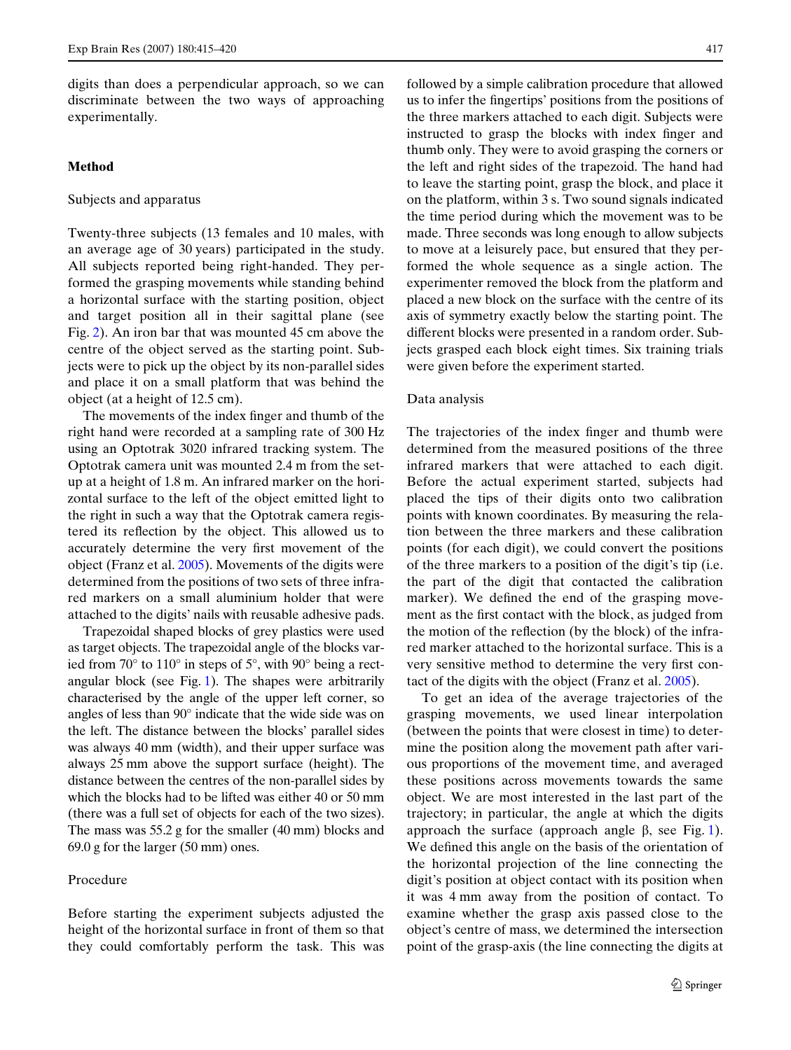digits than does a perpendicular approach, so we can discriminate between the two ways of approaching experimentally.

## Method

### Subjects and apparatus

Twenty-three subjects (13 females and 10 males, with an average age of 30 years) participated in the study. All subjects reported being right-handed. They performed the grasping movements while standing behind a horizontal surface with the starting position, object and target position all in their sagittal plane (see Fig. 2). An iron bar that was mounted 45 cm above the centre of the object served as the starting point. Subjects were to pick up the object by its non-parallel sides and place it on a small platform that was behind the object (at a height of 12.5 cm).

The movements of the index finger and thumb of the right hand were recorded at a sampling rate of 300 Hz using an Optotrak 3020 infrared tracking system. The Optotrak camera unit was mounted 2.4 m from the set-up at a height of 1.8 m. An infrared marker on the horizontal surface to the left of the object emitted light to the right in such a way that the Optotrak camera registered its reflection by the object. This allowed us to accurately determine the very first movement of the object (Franz et al. 2005). Movements of the digits were determined from the positions of two sets of three infrared markers on a small aluminium holder that were attached to the digits' nails with reusable adhesive pads.

Trapezoidal shaped blocks of grey plastics were used as target objects. The trapezoidal angle of the blocks varied from 70° to 110° in steps of 5°, with 90° being a rectangular block (see Fig. 1). The shapes were arbitrarily characterised by the angle of the upper left corner, so angles of less than 90° indicate that the wide side was on the left. The distance between the blocks' parallel sides was always 40 mm (width), and their upper surface was always 25 mm above the support surface (height). The distance between the centres of the non-parallel sides by which the blocks had to be lifted was either 40 or 50 mm (there was a full set of objects for each of the two sizes). The mass was 55.2 g for the smaller (40 mm) blocks and 69.0 g for the larger (50 mm) ones.

### Procedure

Before starting the experiment subjects adjusted the height of the horizontal surface in front of them so that they could comfortably perform the task. This was followed by a simple calibration procedure that allowed us to infer the fingertips' positions from the positions of the three markers attached to each digit. Subjects were instructed to grasp the blocks with index finger and thumb only. They were to avoid grasping the corners or the left and right sides of the trapezoid. The hand had to leave the starting point, grasp the block, and place it on the platform, within 3 s. Two sound signals indicated the time period during which the movement was to be made. Three seconds was long enough to allow subjects to move at a leisurely pace, but ensured that they performed the whole sequence as a single action. The experimenter removed the block from the platform and placed a new block on the surface with the centre of its axis of symmetry exactly below the starting point. The different blocks were presented in a random order. Subjects grasped each block eight times. Six training trials were given before the experiment started.

### Data analysis

The trajectories of the index finger and thumb were determined from the measured positions of the three infrared markers that were attached to each digit. Before the actual experiment started, subjects had placed the tips of their digits onto two calibration points with known coordinates. By measuring the relation between the three markers and these calibration points (for each digit), we could convert the positions of the three markers to a position of the digit's tip (i.e. the part of the digit that contacted the calibration marker). We defined the end of the grasping movement as the first contact with the block, as judged from the motion of the reflection (by the block) of the infrared marker attached to the horizontal surface. This is a very sensitive method to determine the very first contact of the digits with the object (Franz et al. 2005).

To get an idea of the average trajectories of the grasping movements, we used linear interpolation (between the points that were closest in time) to determine the position along the movement path after various proportions of the movement time, and averaged these positions across movements towards the same object. We are most interested in the last part of the trajectory; in particular, the angle at which the digits approach the surface (approach angle $\beta$, see Fig. 1). We defined this angle on the basis of the orientation of the horizontal projection of the line connecting the digit's position at object contact with its position when it was 4 mm away from the position of contact. To examine whether the grasp axis passed close to the object's centre of mass, we determined the intersection point of the grasp-axis (the line connecting the digits at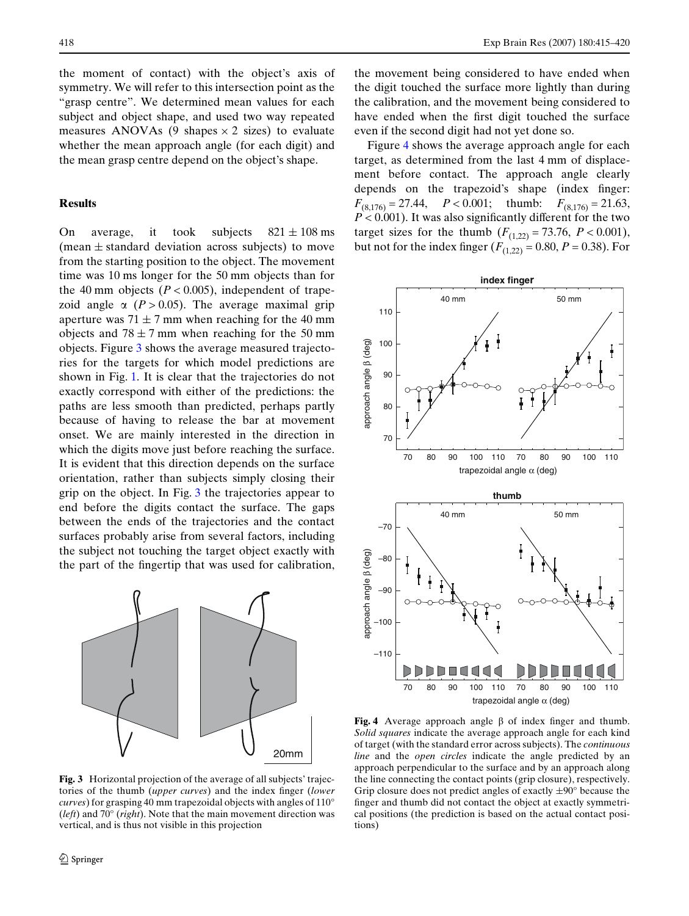the moment of contact) with the object's axis of symmetry. We will refer to this intersection point as the "grasp centre". We determined mean values for each subject and object shape, and used two way repeated measures ANOVAs (9 shapes × 2 sizes) to evaluate whether the mean approach angle (for each digit) and the mean grasp centre depend on the object's shape.

## Results

On average, it took subjects 821 ± 108 ms (mean ± standard deviation across subjects) to move from the starting position to the object. The movement time was 10 ms longer for the 50 mm objects than for the 40 mm objects ($P < 0.005$), independent of trapezoid angle α ($P > 0.05$). The average maximal grip aperture was 71 ± 7 mm when reaching for the 40 mm objects and 78 ± 7 mm when reaching for the 50 mm objects. Figure 3 shows the average measured trajectories for the targets for which model predictions are shown in Fig. 1. It is clear that the trajectories do not exactly correspond with either of the predictions: the paths are less smooth than predicted, perhaps partly because of having to release the bar at movement onset. We are mainly interested in the direction in which the digits move just before reaching the surface. It is evident that this direction depends on the surface orientation, rather than subjects simply closing their grip on the object. In Fig. 3 the trajectories appear to end before the digits contact the surface. The gaps between the ends of the trajectories and the contact surfaces probably arise from several factors, including the subject not touching the target object exactly with the part of the fingertip that was used for calibration, the movement being considered to have ended when the digit touched the surface more lightly than during the calibration, and the movement being considered to have ended when the first digit touched the surface even if the second digit had not yet done so.

**Fig. 3** Horizontal projection of the average of all subjects' trajectories of the thumb (*upper curves*) and the index finger (*lower curves*) for grasping 40 mm trapezoidal objects with angles of 110° (*left*) and 70° (*right*). Note that the main movement direction was vertical, and is thus not visible in this projection

Figure 4 shows the average approach angle for each target, as determined from the last 4 mm of displacement before contact. The approach angle clearly depends on the trapezoid's shape (index finger: $F_{(8,176)} = 27.44$, $P < 0.001$; thumb: $F_{(8,176)} = 21.63$, $P < 0.001$). It was also significantly different for the two target sizes for the thumb ($F_{(1,22)} = 73.76$, $P < 0.001$), but not for the index finger ($F_{(1,22)} = 0.80$, $P = 0.38$). For

**Fig. 4** Average approach angle β of index finger and thumb. *Solid squares* indicate the average approach angle for each kind of target (with the standard error across subjects). The *continuous line* and the *open circles* indicate the angle predicted by an approach perpendicular to the surface and by an approach along the line connecting the contact points (grip closure), respectively. Grip closure does not predict angles of exactly ±90° because the finger and thumb did not contact the object at exactly symmetrical positions (the prediction is based on the actual contact positions)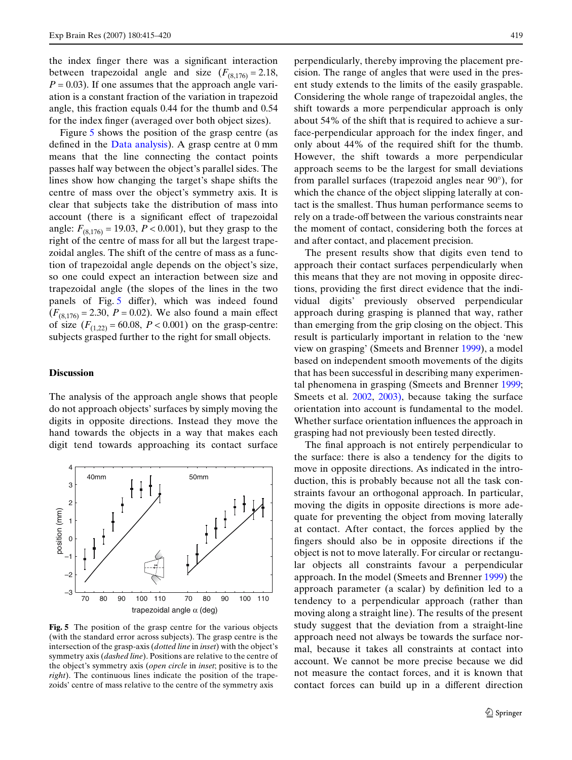the index finger there was a significant interaction between trapezoidal angle and size ($F_{(8,176)} = 2.18$, $P = 0.03$). If one assumes that the approach angle variation is a constant fraction of the variation in trapezoid angle, this fraction equals 0.44 for the thumb and 0.54 for the index finger (averaged over both object sizes).

Figure 5 shows the position of the grasp centre (as defined in the Data analysis). A grasp centre at 0 mm means that the line connecting the contact points passes half way between the object's parallel sides. The lines show how changing the target's shape shifts the centre of mass over the object's symmetry axis. It is clear that subjects take the distribution of mass into account (there is a significant effect of trapezoidal angle: $F_{(8,176)} = 19.03$, $P < 0.001$), but they grasp to the right of the centre of mass for all but the largest trapezoidal angles. The shift of the centre of mass as a function of trapezoidal angle depends on the object's size, so one could expect an interaction between size and trapezoidal angle (the slopes of the lines in the two panels of Fig. 5 differ), which was indeed found ($F_{(8,176)} = 2.30$, $P = 0.02$). We also found a main effect of size ($F_{(1,22)} = 60.08$, $P < 0.001$) on the grasp-centre: subjects grasped further to the right for small objects.

**Fig. 5** The position of the grasp centre for the various objects (with the standard error across subjects). The grasp centre is the intersection of the grasp-axis (*dotted line* in *inset*) with the object's symmetry axis (*dashed line*). Positions are relative to the centre of the object's symmetry axis (*open circle* in *inset*; positive is to the *right*). The continuous lines indicate the position of the trapezoids' centre of mass relative to the centre of the symmetry axis

## Discussion

The analysis of the approach angle shows that people do not approach objects' surfaces by simply moving the digits in opposite directions. Instead they move the hand towards the objects in a way that makes each digit tend towards approaching its contact surface perpendicularly, thereby improving the placement precision. The range of angles that were used in the present study extends to the limits of the easily graspable. Considering the whole range of trapezoidal angles, the shift towards a more perpendicular approach is only about 54% of the shift that is required to achieve a surface-perpendicular approach for the index finger, and only about 44% of the required shift for the thumb. However, the shift towards a more perpendicular approach seems to be the largest for small deviations from parallel surfaces (trapezoid angles near 90°), for which the chance of the object slipping laterally at contact is the smallest. Thus human performance seems to rely on a trade-off between the various constraints near the moment of contact, considering both the forces at and after contact, and placement precision.

The present results show that digits even tend to approach their contact surfaces perpendicularly when this means that they are not moving in opposite directions, providing the first direct evidence that the individual digits' previously observed perpendicular approach during grasping is planned that way, rather than emerging from the grip closing on the object. This result is particularly important in relation to the 'new view on grasping' (Smeets and Brenner 1999), a model based on independent smooth movements of the digits that has been successful in describing many experimental phenomena in grasping (Smeets and Brenner 1999; Smeets et al. 2002, 2003), because taking the surface orientation into account is fundamental to the model. Whether surface orientation influences the approach in grasping had not previously been tested directly.

The final approach is not entirely perpendicular to the surface: there is also a tendency for the digits to move in opposite directions. As indicated in the introduction, this is probably because not all the task constraints favour an orthogonal approach. In particular, moving the digits in opposite directions is more adequate for preventing the object from moving laterally at contact. After contact, the forces applied by the fingers should also be in opposite directions if the object is not to move laterally. For circular or rectangular objects all constraints favour a perpendicular approach. In the model (Smeets and Brenner 1999) the approach parameter (a scalar) by definition led to a tendency to a perpendicular approach (rather than moving along a straight line). The results of the present study suggest that the deviation from a straight-line approach need not always be towards the surface normal, because it takes all constraints at contact into account. We cannot be more precise because we did not measure the contact forces, and it is known that contact forces can build up in a different direction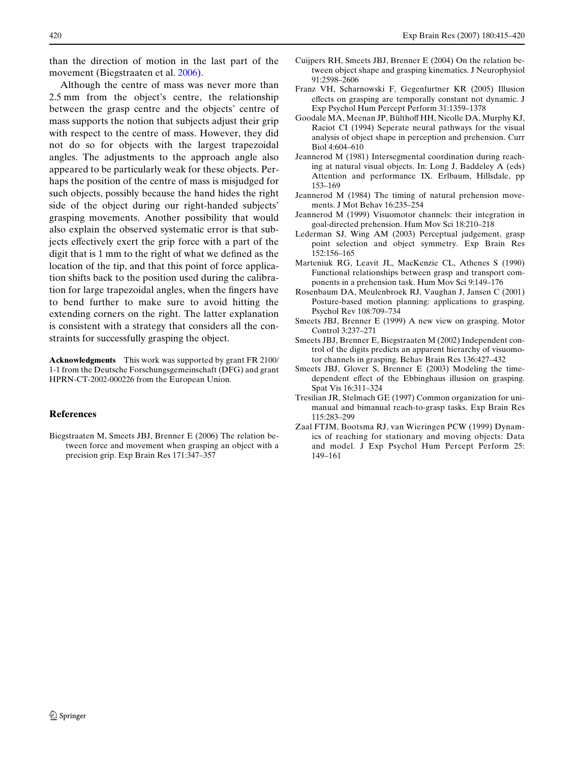than the direction of motion in the last part of the movement (Biegstraaten et al. 2006).

Although the centre of mass was never more than 2.5 mm from the object's centre, the relationship between the grasp centre and the objects' centre of mass supports the notion that subjects adjust their grip with respect to the centre of mass. However, they did not do so for objects with the largest trapezoidal angles. The adjustments to the approach angle also appeared to be particularly weak for these objects. Perhaps the position of the centre of mass is misjudged for such objects, possibly because the hand hides the right side of the object during our right-handed subjects' grasping movements. Another possibility that would also explain the observed systematic error is that subjects effectively exert the grip force with a part of the digit that is 1 mm to the right of what we defined as the location of the tip, and that this point of force application shifts back to the position used during the calibration for large trapezoidal angles, when the fingers have to bend further to make sure to avoid hitting the extending corners on the right. The latter explanation is consistent with a strategy that considers all the constraints for successfully grasping the object.

**Acknowledgments** This work was supported by grant FR 2100/1-1 from the Deutsche Forschungsgemeinschaft (DFG) and grant HPRN-CT-2002-000226 from the European Union.

## References

Biegstraaten M, Smeets JBJ, Brenner E (2006) The relation between force and movement when grasping an object with a precision grip. Exp Brain Res 171:347–357

Cuijpers RH, Smeets JBJ, Brenner E (2004) On the relation between object shape and grasping kinematics. J Neurophysiol 91:2598–2606

Franz VH, Scharnowski F, Gegenfurtner KR (2005) Illusion effects on grasping are temporally constant not dynamic. J Exp Psychol Hum Percept Perform 31:1359–1378

Goodale MA, Meenan JP, Bülthoff HH, Nicolle DA, Murphy KJ, Raciot CI (1994) Seperate neural pathways for the visual analysis of object shape in perception and prehension. Curr Biol 4:604–610

Jeannerod M (1981) Intersegmental coordination during reaching at natural visual objects. In: Long J, Baddeley A (eds) Attention and performance IX. Erlbaum, Hillsdale, pp 153–169

Jeannerod M (1984) The timing of natural prehension movements. J Mot Behav 16:235–254

Jeannerod M (1999) Visuomotor channels: their integration in goal-directed prehension. Hum Mov Sci 18:210–218

Lederman SJ, Wing AM (2003) Perceptual judgement, grasp point selection and object symmetry. Exp Brain Res 152:156–165

Marteniuk RG, Leavit JL, MacKenzie CL, Athenes S (1990) Functional relationships between grasp and transport components in a prehension task. Hum Mov Sci 9:149–176

Rosenbaum DA, Meulenbroek RJ, Vaughan J, Jansen C (2001) Posture-based motion planning: applications to grasping. Psychol Rev 108:709–734

Smeets JBJ, Brenner E (1999) A new view on grasping. Motor Control 3:237–271

Smeets JBJ, Brenner E, Biegstraaten M (2002) Independent control of the digits predicts an apparent hierarchy of visuomotor channels in grasping. Behav Brain Res 136:427–432

Smeets JBJ, Glover S, Brenner E (2003) Modeling the time-dependent effect of the Ebbinghaus illusion on grasping. Spat Vis 16:311–324

Tresilian JR, Stelmach GE (1997) Common organization for unimanual and bimanual reach-to-grasp tasks. Exp Brain Res 115:283–299

Zaal FTJM, Bootsma RJ, van Wieringen PCW (1999) Dynamics of reaching for stationary and moving objects: Data and model. J Exp Psychol Hum Percept Perform 25: 149–161